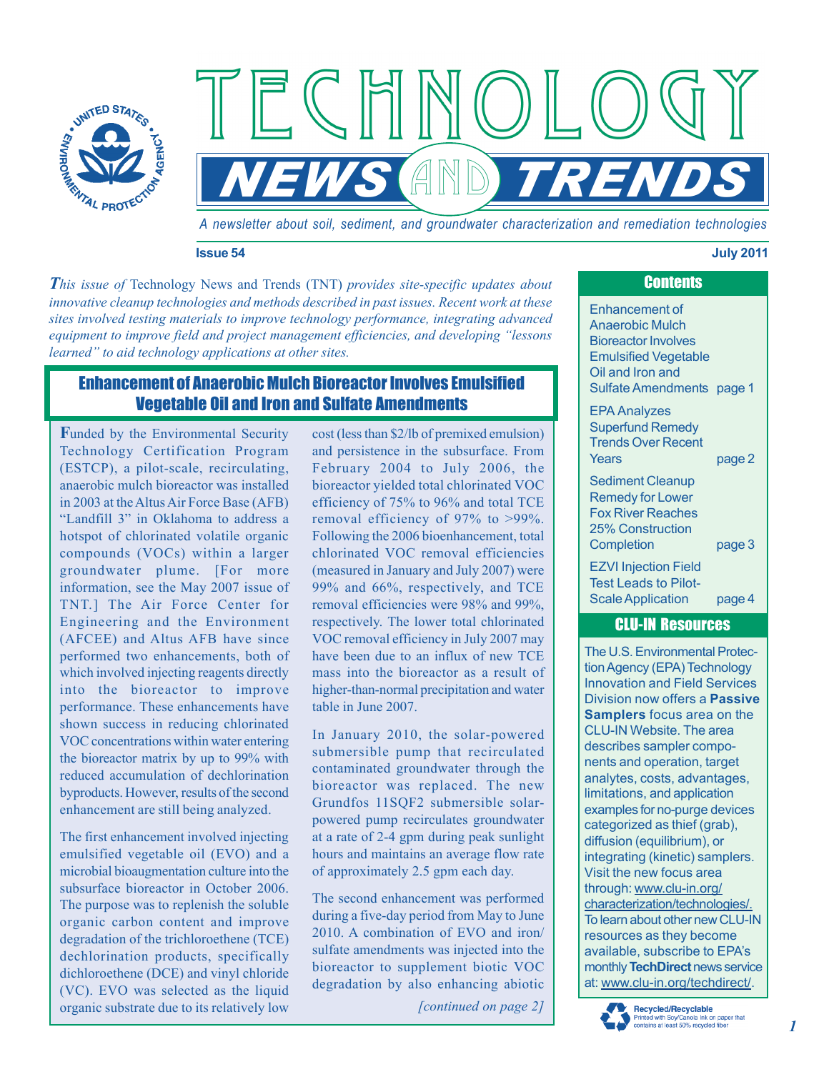# TECHNOLOGY NEWS AND TRENDS

*A newsletter about soil, sediment, and groundwater characterization and remediation technologies*

**Issue 54** **July 2011**

***This** issue of* Technology News and Trends (TNT) *provides site-specific updates about innovative cleanup technologies and methods described in past issues. Recent work at these sites involved testing materials to improve technology performance, integrating advanced equipment to improve field and project management efficiencies, and developing "lessons learned" to aid technology applications at other sites.*

## Enhancement of Anaerobic Mulch Bioreactor Involves Emulsified Vegetable Oil and Iron and Sulfate Amendments

Funded by the Environmental Security Technology Certification Program (ESTCP), a pilot-scale, recirculating, anaerobic mulch bioreactor was installed in 2003 at the Altus Air Force Base (AFB) "Landfill 3" in Oklahoma to address a hotspot of chlorinated volatile organic compounds (VOCs) within a larger groundwater plume. [For more information, see the May 2007 issue of TNT.] The Air Force Center for Engineering and the Environment (AFCEE) and Altus AFB have since performed two enhancements, both of which involved injecting reagents directly into the bioreactor to improve performance. These enhancements have shown success in reducing chlorinated VOC concentrations within water entering the bioreactor matrix by up to 99% with reduced accumulation of dechlorination byproducts. However, results of the second enhancement are still being analyzed.

The first enhancement involved injecting emulsified vegetable oil (EVO) and a microbial bioaugmentation culture into the subsurface bioreactor in October 2006. The purpose was to replenish the soluble organic carbon content and improve degradation of the trichloroethene (TCE) dechlorination products, specifically dichloroethene (DCE) and vinyl chloride (VC). EVO was selected as the liquid organic substrate due to its relatively low cost (less than $2/lb of premixed emulsion) and persistence in the subsurface. From February 2004 to July 2006, the bioreactor yielded total chlorinated VOC efficiency of 75% to 96% and total TCE removal efficiency of 97% to >99%. Following the 2006 bioenhancement, total chlorinated VOC removal efficiencies (measured in January and July 2007) were 99% and 66%, respectively, and TCE removal efficiencies were 98% and 99%, respectively. The lower total chlorinated VOC removal efficiency in July 2007 may have been due to an influx of new TCE mass into the bioreactor as a result of higher-than-normal precipitation and water table in June 2007.

In January 2010, the solar-powered submersible pump that recirculated contaminated groundwater through the bioreactor was replaced. The new Grundfos 11SQF2 submersible solar-powered pump recirculates groundwater at a rate of 2-4 gpm during peak sunlight hours and maintains an average flow rate of approximately 2.5 gpm each day.

The second enhancement was performed during a five-day period from May to June 2010. A combination of EVO and iron/sulfate amendments was injected into the bioreactor to supplement biotic VOC degradation by also enhancing abiotic

*[continued on page 2]*

## Contents

| | |
|---|---|
| Enhancement of Anaerobic Mulch Bioreactor Involves Emulsified Vegetable Oil and Iron and Sulfate Amendments | page 1 |
| EPA Analyzes Superfund Remedy Trends Over Recent Years | page 2 |
| Sediment Cleanup Remedy for Lower Fox River Reaches 25% Construction Completion | page 3 |
| EZVI Injection Field Test Leads to Pilot-Scale Application | page 4 |

## CLU-IN Resources

The U.S. Environmental Protection Agency (EPA) Technology Innovation and Field Services Division now offers a **Passive Samplers** focus area on the CLU-IN Website. The area describes sampler components and operation, target analytes, costs, advantages, limitations, and application examples for no-purge devices categorized as thief (grab), diffusion (equilibrium), or integrating (kinetic) samplers. Visit the new focus area through: www.clu-in.org/characterization/technologies/. To learn about other new CLU-IN resources as they become available, subscribe to EPA's monthly **TechDirect** news service at: www.clu-in.org/techdirect/.

**Recycled/Recyclable** Printed with Soy/Canola ink on paper that contains at least 50% recycled fiber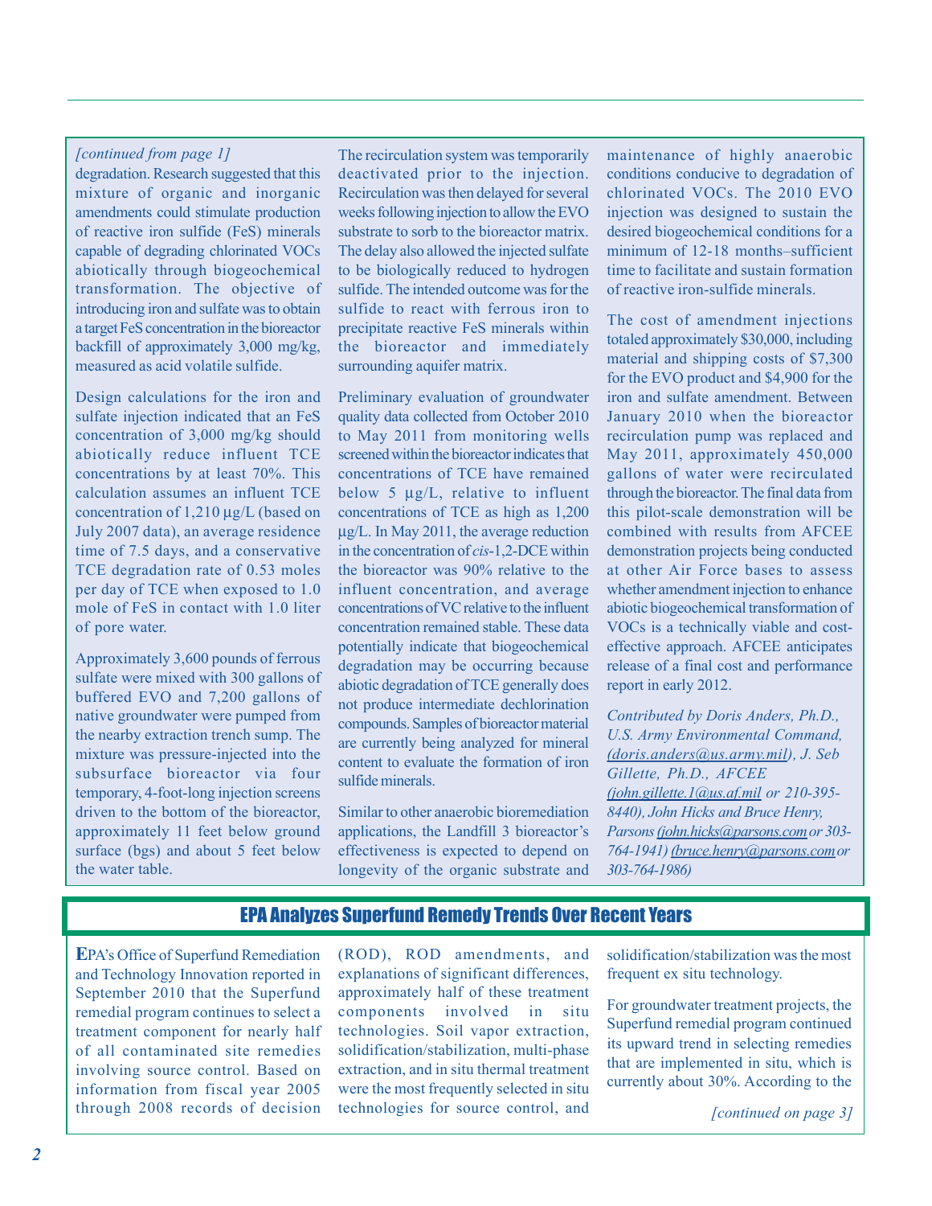*[continued from page 1]*

degradation. Research suggested that this mixture of organic and inorganic amendments could stimulate production of reactive iron sulfide (FeS) minerals capable of degrading chlorinated VOCs abiotically through biogeochemical transformation. The objective of introducing iron and sulfate was to obtain a target FeS concentration in the bioreactor backfill of approximately 3,000 mg/kg, measured as acid volatile sulfide.

Design calculations for the iron and sulfate injection indicated that an FeS concentration of 3,000 mg/kg should abiotically reduce influent TCE concentrations by at least 70%. This calculation assumes an influent TCE concentration of 1,210 µg/L (based on July 2007 data), an average residence time of 7.5 days, and a conservative TCE degradation rate of 0.53 moles per day of TCE when exposed to 1.0 mole of FeS in contact with 1.0 liter of pore water.

Approximately 3,600 pounds of ferrous sulfate were mixed with 300 gallons of buffered EVO and 7,200 gallons of native groundwater were pumped from the nearby extraction trench sump. The mixture was pressure-injected into the subsurface bioreactor via four temporary, 4-foot-long injection screens driven to the bottom of the bioreactor, approximately 11 feet below ground surface (bgs) and about 5 feet below the water table.

The recirculation system was temporarily deactivated prior to the injection. Recirculation was then delayed for several weeks following injection to allow the EVO substrate to sorb to the bioreactor matrix. The delay also allowed the injected sulfate to be biologically reduced to hydrogen sulfide. The intended outcome was for the sulfide to react with ferrous iron to precipitate reactive FeS minerals within the bioreactor and immediately surrounding aquifer matrix.

Preliminary evaluation of groundwater quality data collected from October 2010 to May 2011 from monitoring wells screened within the bioreactor indicates that concentrations of TCE have remained below 5 µg/L, relative to influent concentrations of TCE as high as 1,200 µg/L. In May 2011, the average reduction in the concentration of *cis*-1,2-DCE within the bioreactor was 90% relative to the influent concentration, and average concentrations of VC relative to the influent concentration remained stable. These data potentially indicate that biogeochemical degradation may be occurring because abiotic degradation of TCE generally does not produce intermediate dechlorination compounds. Samples of bioreactor material are currently being analyzed for mineral content to evaluate the formation of iron sulfide minerals.

Similar to other anaerobic bioremediation applications, the Landfill 3 bioreactor's effectiveness is expected to depend on longevity of the organic substrate and maintenance of highly anaerobic conditions conducive to degradation of chlorinated VOCs. The 2010 EVO injection was designed to sustain the desired biogeochemical conditions for a minimum of 12-18 months–sufficient time to facilitate and sustain formation of reactive iron-sulfide minerals.

The cost of amendment injections totaled approximately $30,000, including material and shipping costs of $7,300 for the EVO product and $4,900 for the iron and sulfate amendment. Between January 2010 when the bioreactor recirculation pump was replaced and May 2011, approximately 450,000 gallons of water were recirculated through the bioreactor. The final data from this pilot-scale demonstration will be combined with results from AFCEE demonstration projects being conducted at other Air Force bases to assess whether amendment injection to enhance abiotic biogeochemical transformation of VOCs is a technically viable and cost-effective approach. AFCEE anticipates release of a final cost and performance report in early 2012.

*Contributed by Doris Anders, Ph.D., U.S. Army Environmental Command, (doris.anders@us.army.mil), J. Seb Gillette, Ph.D., AFCEE (john.gillette.1@us.af.mil or 210-395-8440), John Hicks and Bruce Henry, Parsons (john.hicks@parsons.com or 303-764-1941) (bruce.henry@parsons.com or 303-764-1986)*

## EPA Analyzes Superfund Remedy Trends Over Recent Years

EPA's Office of Superfund Remediation and Technology Innovation reported in September 2010 that the Superfund remedial program continues to select a treatment component for nearly half of all contaminated site remedies involving source control. Based on information from fiscal year 2005 through 2008 records of decision (ROD), ROD amendments, and explanations of significant differences, approximately half of these treatment components involved in situ technologies. Soil vapor extraction, solidification/stabilization, multi-phase extraction, and in situ thermal treatment were the most frequently selected in situ technologies for source control, and solidification/stabilization was the most frequent ex situ technology.

For groundwater treatment projects, the Superfund remedial program continued its upward trend in selecting remedies that are implemented in situ, which is currently about 30%. According to the

*[continued on page 3]*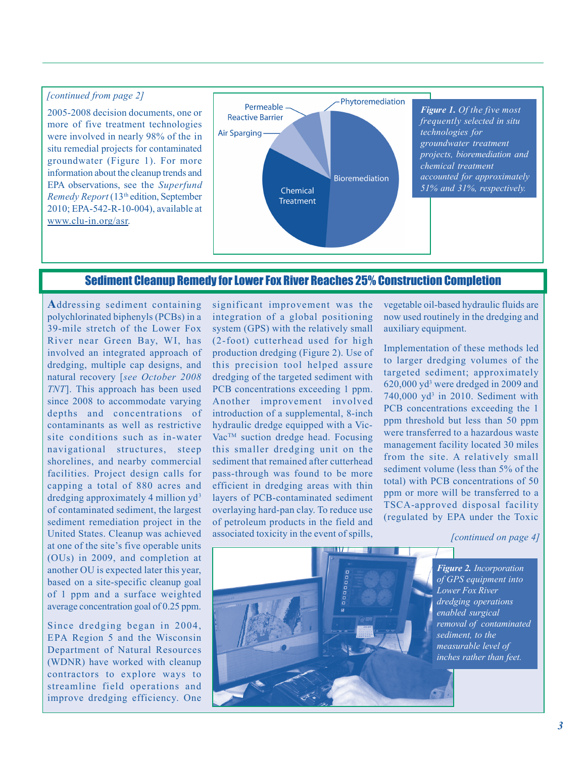*[continued from page 2]*

2005-2008 decision documents, one or more of five treatment technologies were involved in nearly 98% of the in situ remedial projects for contaminated groundwater (Figure 1). For more information about the cleanup trends and EPA observations, see the *Superfund Remedy Report* (13th edition, September 2010; EPA-542-R-10-004), available at www.clu-in.org/asr.

Phytoremediation
Permeable Reactive Barrier
Air Sparging
Chemical Treatment
Bioremediation

***Figure 1.*** *Of the five most frequently selected in situ technologies for groundwater treatment projects, bioremediation and chemical treatment accounted for approximately 51% and 31%, respectively.*

## Sediment Cleanup Remedy for Lower Fox River Reaches 25% Construction Completion

Addressing sediment containing polychlorinated biphenyls (PCBs) in a 39-mile stretch of the Lower Fox River near Green Bay, WI, has involved an integrated approach of dredging, multiple cap designs, and natural recovery [*see October 2008 TNT*]. This approach has been used since 2008 to accommodate varying depths and concentrations of contaminants as well as restrictive site conditions such as in-water navigational structures, steep shorelines, and nearby commercial facilities. Project design calls for capping a total of 880 acres and dredging approximately 4 million yd$^3$ of contaminated sediment, the largest sediment remediation project in the United States. Cleanup was achieved at one of the site's five operable units (OUs) in 2009, and completion at another OU is expected later this year, based on a site-specific cleanup goal of 1 ppm and a surface weighted average concentration goal of 0.25 ppm.

Since dredging began in 2004, EPA Region 5 and the Wisconsin Department of Natural Resources (WDNR) have worked with cleanup contractors to explore ways to streamline field operations and improve dredging efficiency. One significant improvement was the integration of a global positioning system (GPS) with the relatively small (2-foot) cutterhead used for high production dredging (Figure 2). Use of this precision tool helped assure dredging of the targeted sediment with PCB concentrations exceeding 1 ppm. Another improvement involved introduction of a supplemental, 8-inch hydraulic dredge equipped with a Vic-Vac™ suction dredge head. Focusing this smaller dredging unit on the sediment that remained after cutterhead pass-through was found to be more efficient in dredging areas with thin layers of PCB-contaminated sediment overlaying hard-pan clay. To reduce use of petroleum products in the field and associated toxicity in the event of spills, vegetable oil-based hydraulic fluids are now used routinely in the dredging and auxiliary equipment.

Implementation of these methods led to larger dredging volumes of the targeted sediment; approximately 620,000 yd$^3$ were dredged in 2009 and 740,000 yd$^3$ in 2010. Sediment with PCB concentrations exceeding the 1 ppm threshold but less than 50 ppm were transferred to a hazardous waste management facility located 30 miles from the site. A relatively small sediment volume (less than 5% of the total) with PCB concentrations of 50 ppm or more will be transferred to a TSCA-approved disposal facility (regulated by EPA under the Toxic

*[continued on page 4]*

***Figure 2.*** *Incorporation of GPS equipment into Lower Fox River dredging operations enabled surgical removal of contaminated sediment, to the measurable level of inches rather than feet.*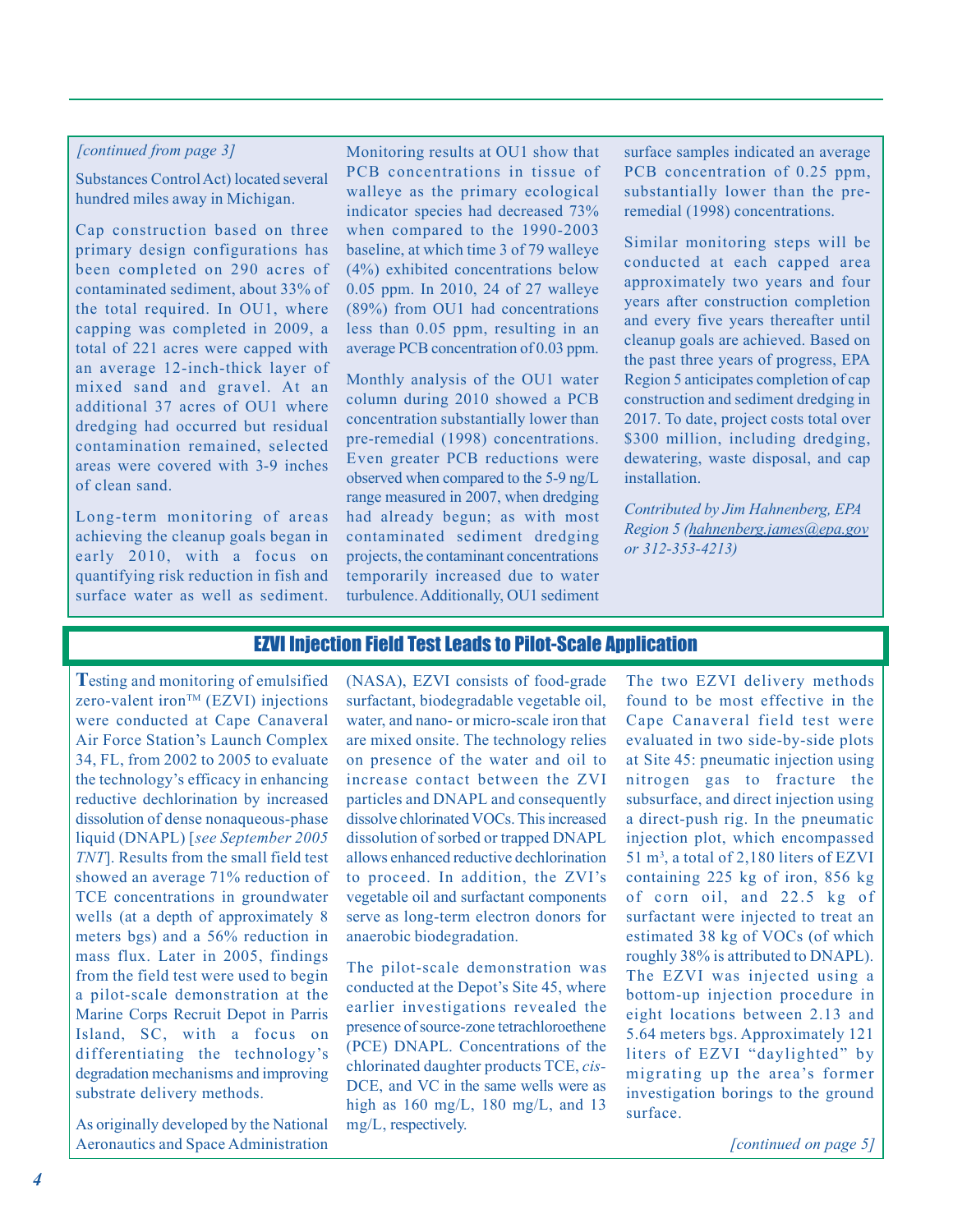*[continued from page 3]*

Substances Control Act) located several hundred miles away in Michigan.

Cap construction based on three primary design configurations has been completed on 290 acres of contaminated sediment, about 33% of the total required. In OU1, where capping was completed in 2009, a total of 221 acres were capped with an average 12-inch-thick layer of mixed sand and gravel. At an additional 37 acres of OU1 where dredging had occurred but residual contamination remained, selected areas were covered with 3-9 inches of clean sand.

Long-term monitoring of areas achieving the cleanup goals began in early 2010, with a focus on quantifying risk reduction in fish and surface water as well as sediment. Monitoring results at OU1 show that PCB concentrations in tissue of walleye as the primary ecological indicator species had decreased 73% when compared to the 1990-2003 baseline, at which time 3 of 79 walleye (4%) exhibited concentrations below 0.05 ppm. In 2010, 24 of 27 walleye (89%) from OU1 had concentrations less than 0.05 ppm, resulting in an average PCB concentration of 0.03 ppm.

Monthly analysis of the OU1 water column during 2010 showed a PCB concentration substantially lower than pre-remedial (1998) concentrations. Even greater PCB reductions were observed when compared to the 5-9 ng/L range measured in 2007, when dredging had already begun; as with most contaminated sediment dredging projects, the contaminant concentrations temporarily increased due to water turbulence. Additionally, OU1 sediment surface samples indicated an average PCB concentration of 0.25 ppm, substantially lower than the pre-remedial (1998) concentrations.

Similar monitoring steps will be conducted at each capped area approximately two years and four years after construction completion and every five years thereafter until cleanup goals are achieved. Based on the past three years of progress, EPA Region 5 anticipates completion of cap construction and sediment dredging in 2017. To date, project costs total over $300 million, including dredging, dewatering, waste disposal, and cap installation.

*Contributed by Jim Hahnenberg, EPA Region 5 (hahnenberg.james@epa.gov or 312-353-4213)*

## EZVI Injection Field Test Leads to Pilot-Scale Application

**T**esting and monitoring of emulsified zero-valent iron™ (EZVI) injections were conducted at Cape Canaveral Air Force Station's Launch Complex 34, FL, from 2002 to 2005 to evaluate the technology's efficacy in enhancing reductive dechlorination by increased dissolution of dense nonaqueous-phase liquid (DNAPL) [*see September 2005 TNT*]. Results from the small field test showed an average 71% reduction of TCE concentrations in groundwater wells (at a depth of approximately 8 meters bgs) and a 56% reduction in mass flux. Later in 2005, findings from the field test were used to begin a pilot-scale demonstration at the Marine Corps Recruit Depot in Parris Island, SC, with a focus on differentiating the technology's degradation mechanisms and improving substrate delivery methods.

As originally developed by the National Aeronautics and Space Administration (NASA), EZVI consists of food-grade surfactant, biodegradable vegetable oil, water, and nano- or micro-scale iron that are mixed onsite. The technology relies on presence of the water and oil to increase contact between the ZVI particles and DNAPL and consequently dissolve chlorinated VOCs. This increased dissolution of sorbed or trapped DNAPL allows enhanced reductive dechlorination to proceed. In addition, the ZVI's vegetable oil and surfactant components serve as long-term electron donors for anaerobic biodegradation.

The pilot-scale demonstration was conducted at the Depot's Site 45, where earlier investigations revealed the presence of source-zone tetrachloroethene (PCE) DNAPL. Concentrations of the chlorinated daughter products TCE, *cis*-DCE, and VC in the same wells were as high as 160 mg/L, 180 mg/L, and 13 mg/L, respectively.

The two EZVI delivery methods found to be most effective in the Cape Canaveral field test were evaluated in two side-by-side plots at Site 45: pneumatic injection using nitrogen gas to fracture the subsurface, and direct injection using a direct-push rig. In the pneumatic injection plot, which encompassed 51 $m^3$, a total of 2,180 liters of EZVI containing 225 kg of iron, 856 kg of corn oil, and 22.5 kg of surfactant were injected to treat an estimated 38 kg of VOCs (of which roughly 38% is attributed to DNAPL). The EZVI was injected using a bottom-up injection procedure in eight locations between 2.13 and 5.64 meters bgs. Approximately 121 liters of EZVI "daylighted" by migrating up the area's former investigation borings to the ground surface.

*[continued on page 5]*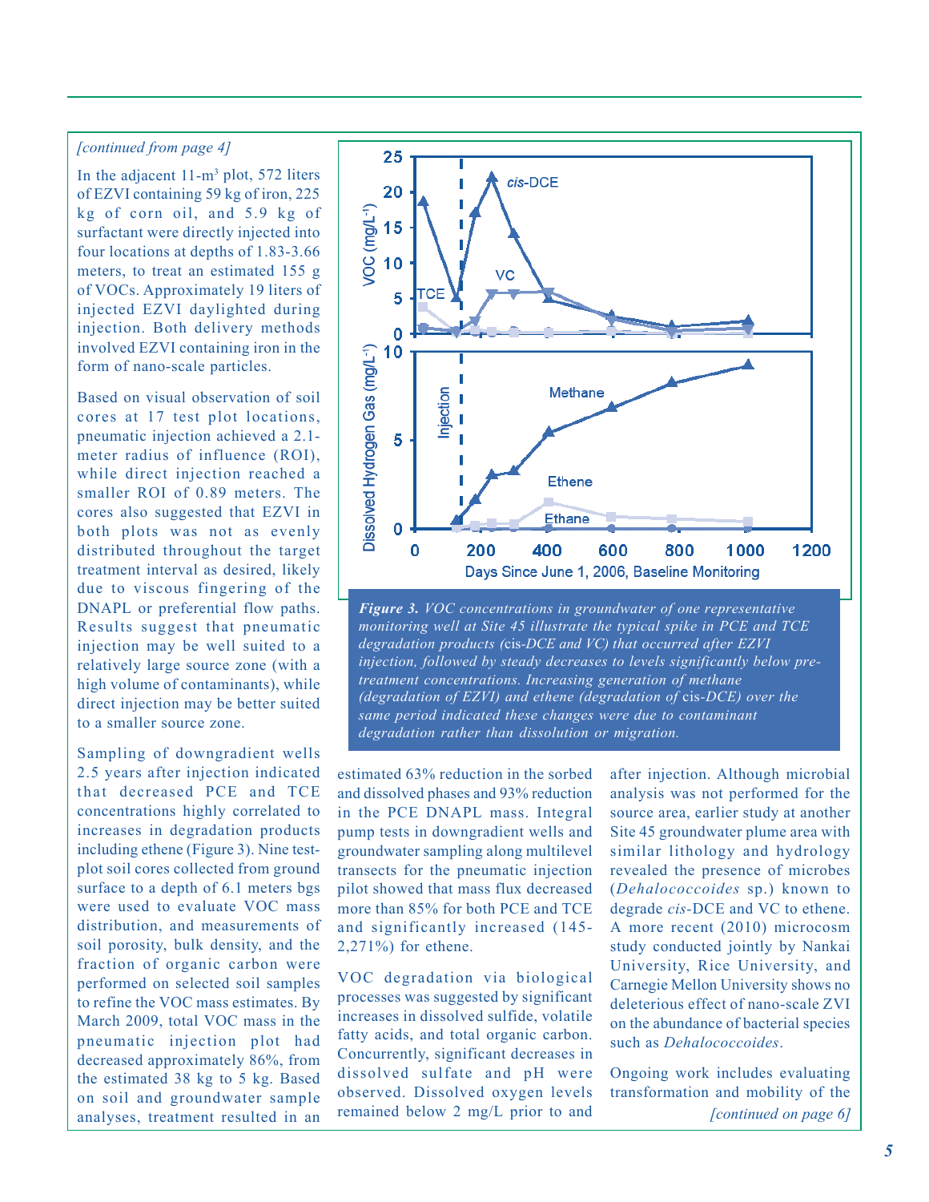*[continued from page 4]*

In the adjacent 11-m$^3$ plot, 572 liters of EZVI containing 59 kg of iron, 225 kg of corn oil, and 5.9 kg of surfactant were directly injected into four locations at depths of 1.83-3.66 meters, to treat an estimated 155 g of VOCs. Approximately 19 liters of injected EZVI daylighted during injection. Both delivery methods involved EZVI containing iron in the form of nano-scale particles.

Based on visual observation of soil cores at 17 test plot locations, pneumatic injection achieved a 2.1-meter radius of influence (ROI), while direct injection reached a smaller ROI of 0.89 meters. The cores also suggested that EZVI in both plots was not as evenly distributed throughout the target treatment interval as desired, likely due to viscous fingering of the DNAPL or preferential flow paths. Results suggest that pneumatic injection may be well suited to a relatively large source zone (with a high volume of contaminants), while direct injection may be better suited to a smaller source zone.

Sampling of downgradient wells 2.5 years after injection indicated that decreased PCE and TCE concentrations highly correlated to increases in degradation products including ethene (Figure 3). Nine test-plot soil cores collected from ground surface to a depth of 6.1 meters bgs were used to evaluate VOC mass distribution, and measurements of soil porosity, bulk density, and the fraction of organic carbon were performed on selected soil samples to refine the VOC mass estimates. By March 2009, total VOC mass in the pneumatic injection plot had decreased approximately 86%, from the estimated 38 kg to 5 kg. Based on soil and groundwater sample analyses, treatment resulted in an estimated 63% reduction in the sorbed and dissolved phases and 93% reduction in the PCE DNAPL mass. Integral pump tests in downgradient wells and groundwater sampling along multilevel transects for the pneumatic injection pilot showed that mass flux decreased more than 85% for both PCE and TCE and significantly increased (145-2,271%) for ethene.

***Figure 3.*** *VOC concentrations in groundwater of one representative monitoring well at Site 45 illustrate the typical spike in PCE and TCE degradation products (cis-DCE and VC) that occurred after EZVI injection, followed by steady decreases to levels significantly below pre-treatment concentrations. Increasing generation of methane (degradation of EZVI) and ethene (degradation of cis-DCE) over the same period indicated these changes were due to contaminant degradation rather than dissolution or migration.*

VOC degradation via biological processes was suggested by significant increases in dissolved sulfide, volatile fatty acids, and total organic carbon. Concurrently, significant decreases in dissolved sulfate and pH were observed. Dissolved oxygen levels remained below 2 mg/L prior to and after injection. Although microbial analysis was not performed for the source area, earlier study at another Site 45 groundwater plume area with similar lithology and hydrology revealed the presence of microbes (*Dehalococcoides* sp.) known to degrade *cis*-DCE and VC to ethene. A more recent (2010) microcosm study conducted jointly by Nankai University, Rice University, and Carnegie Mellon University shows no deleterious effect of nano-scale ZVI on the abundance of bacterial species such as *Dehalococcoides*.

Ongoing work includes evaluating transformation and mobility of the

*[continued on page 6]*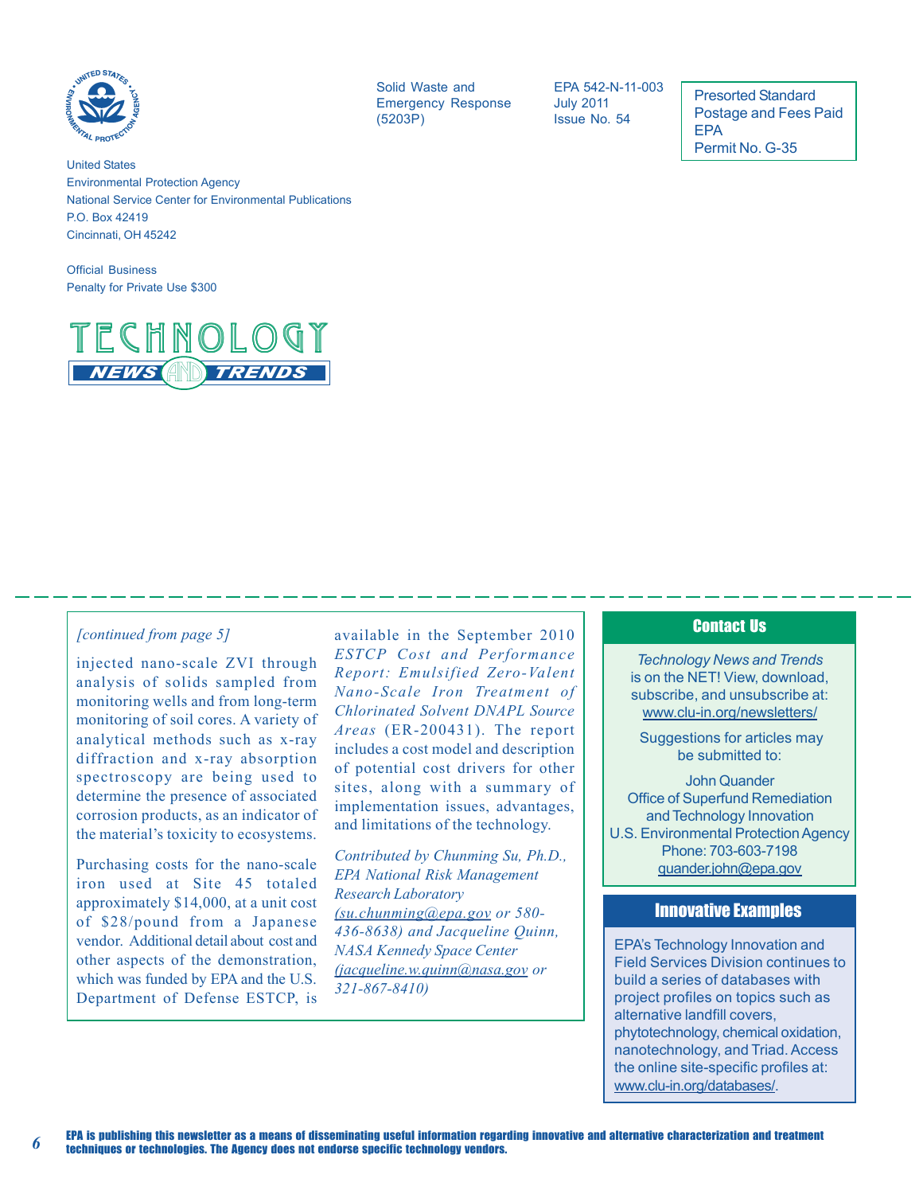Solid Waste and Emergency Response (5203P)

EPA 542-N-11-003
July 2011
Issue No. 54

Presorted Standard
Postage and Fees Paid
EPA
Permit No. G-35

United States
Environmental Protection Agency
National Service Center for Environmental Publications
P.O. Box 42419
Cincinnati, OH 45242

Official Business
Penalty for Private Use $300

# TECHNOLOGY NEWS AND TRENDS

*[continued from page 5]*

injected nano-scale ZVI through analysis of solids sampled from monitoring wells and from long-term monitoring of soil cores. A variety of analytical methods such as x-ray diffraction and x-ray absorption spectroscopy are being used to determine the presence of associated corrosion products, as an indicator of the material's toxicity to ecosystems.

Purchasing costs for the nano-scale iron used at Site 45 totaled approximately $14,000, at a unit cost of $28/pound from a Japanese vendor. Additional detail about cost and other aspects of the demonstration, which was funded by EPA and the U.S. Department of Defense ESTCP, is available in the September 2010 *ESTCP Cost and Performance Report: Emulsified Zero-Valent Nano-Scale Iron Treatment of Chlorinated Solvent DNAPL Source Areas* (ER-200431). The report includes a cost model and description of potential cost drivers for other sites, along with a summary of implementation issues, advantages, and limitations of the technology.

*Contributed by Chunming Su, Ph.D., EPA National Risk Management Research Laboratory (su.chunming@epa.gov or 580-436-8638) and Jacqueline Quinn, NASA Kennedy Space Center (jacqueline.w.quinn@nasa.gov or 321-867-8410)*

## Contact Us

*Technology News and Trends* is on the NET! View, download, subscribe, and unsubscribe at: www.clu-in.org/newsletters/

Suggestions for articles may be submitted to:

John Quander
Office of Superfund Remediation and Technology Innovation
U.S. Environmental Protection Agency
Phone: 703-603-7198
quander.john@epa.gov

## Innovative Examples

EPA's Technology Innovation and Field Services Division continues to build a series of databases with project profiles on topics such as alternative landfill covers, phytotechnology, chemical oxidation, nanotechnology, and Triad. Access the online site-specific profiles at: www.clu-in.org/databases/.

**EPA is publishing this newsletter as a means of disseminating useful information regarding innovative and alternative characterization and treatment techniques or technologies. The Agency does not endorse specific technology vendors.**